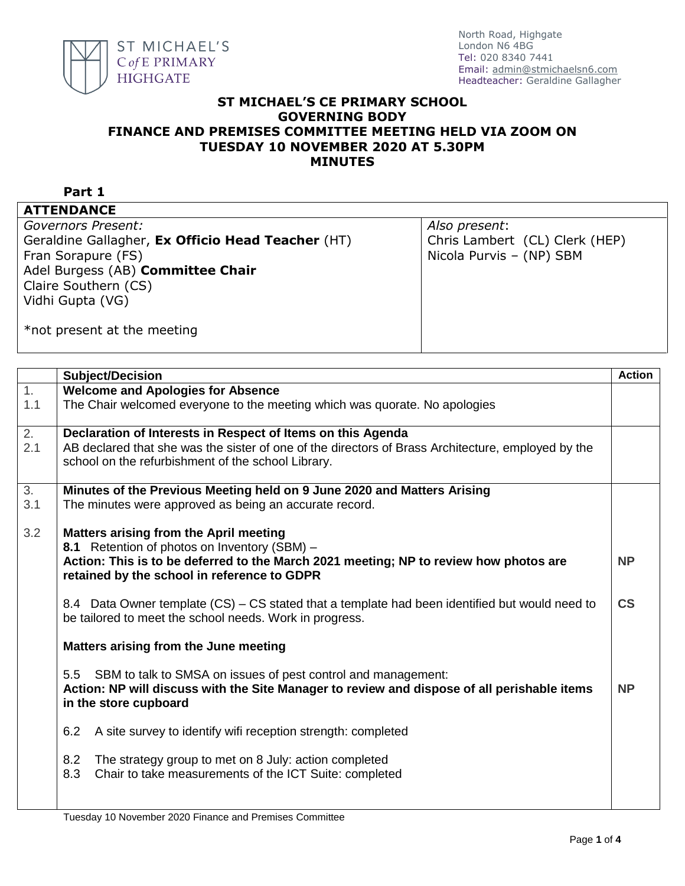ST MICHAEL'S C of E PRIMARY HIGHGATE

North Road, Highgate
London N6 4BG
Tel: 020 8340 7441
Email: admin@stmichaelsn6.com
Headteacher: Geraldine Gallagher

# ST MICHAEL'S CE PRIMARY SCHOOL GOVERNING BODY FINANCE AND PREMISES COMMITTEE MEETING HELD VIA ZOOM ON TUESDAY 10 NOVEMBER 2020 AT 5.30PM MINUTES

## Part 1

| **ATTENDANCE** | |
|---|---|
| *Governors Present:*<br>Geraldine Gallagher, **Ex Officio Head Teacher** (HT)<br>Fran Sorapure (FS)<br>Adel Burgess (AB) **Committee Chair**<br>Claire Southern (CS)<br>Vidhi Gupta (VG)<br><br>*not present at the meeting | *Also present*:<br>Chris Lambert (CL) Clerk (HEP)<br>Nicola Purvis – (NP) SBM |

| | Subject/Decision | Action |
|---|---|---|
| 1. | **Welcome and Apologies for Absence** | |
| 1.1 | The Chair welcomed everyone to the meeting which was quorate. No apologies | |
| 2. | **Declaration of Interests in Respect of Items on this Agenda** | |
| 2.1 | AB declared that she was the sister of one of the directors of Brass Architecture, employed by the school on the refurbishment of the school Library. | |
| 3. | **Minutes of the Previous Meeting held on 9 June 2020 and Matters Arising** | |
| 3.1 | The minutes were approved as being an accurate record. | |
| 3.2 | **Matters arising from the April meeting** | |
| | **8.1** Retention of photos on Inventory (SBM) –<br>**Action: This is to be deferred to the March 2021 meeting; NP to review how photos are retained by the school in reference to GDPR** | **NP** |
| | 8.4 Data Owner template (CS) – CS stated that a template had been identified but would need to be tailored to meet the school needs. Work in progress. | **CS** |
| | **Matters arising from the June meeting** | |
| | 5.5 SBM to talk to SMSA on issues of pest control and management:<br>**Action: NP will discuss with the Site Manager to review and dispose of all perishable items in the store cupboard** | **NP** |
| | 6.2 A site survey to identify wifi reception strength: completed | |
| | 8.2 The strategy group to met on 8 July: action completed<br>8.3 Chair to take measurements of the ICT Suite: completed | |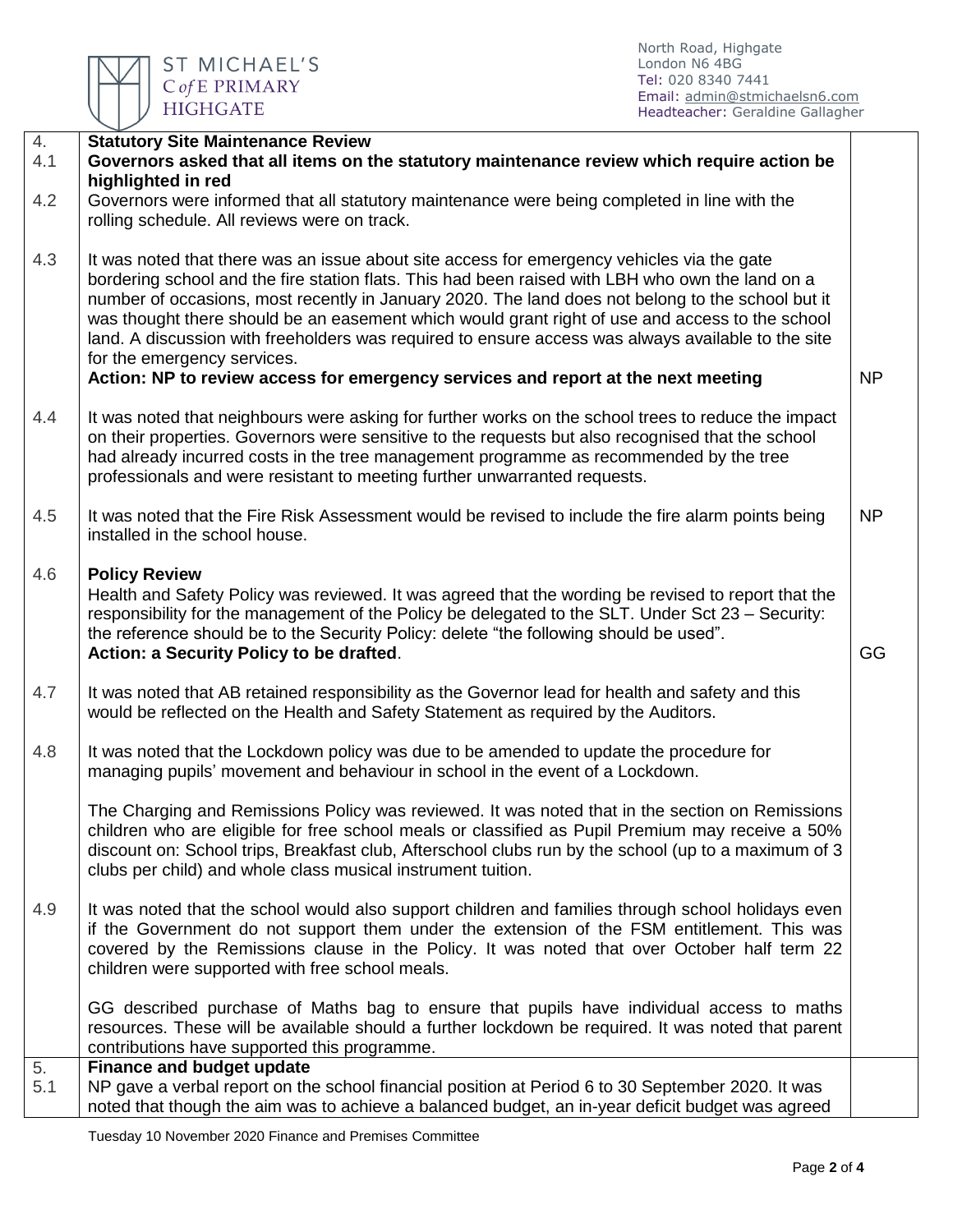| | | |
|---|---|---|
| 4. | **Statutory Site Maintenance Review** | |
| 4.1 | **Governors asked that all items on the statutory maintenance review which require action be highlighted in red** | |
| 4.2 | Governors were informed that all statutory maintenance were being completed in line with the rolling schedule. All reviews were on track. | |
| 4.3 | It was noted that there was an issue about site access for emergency vehicles via the gate bordering school and the fire station flats. This had been raised with LBH who own the land on a number of occasions, most recently in January 2020. The land does not belong to the school but it was thought there should be an easement which would grant right of use and access to the school land. A discussion with freeholders was required to ensure access was always available to the site for the emergency services.<br>**Action: NP to review access for emergency services and report at the next meeting** | NP |
| 4.4 | It was noted that neighbours were asking for further works on the school trees to reduce the impact on their properties. Governors were sensitive to the requests but also recognised that the school had already incurred costs in the tree management programme as recommended by the tree professionals and were resistant to meeting further unwarranted requests. | |
| 4.5 | It was noted that the Fire Risk Assessment would be revised to include the fire alarm points being installed in the school house. | NP |
| 4.6 | **Policy Review**<br>Health and Safety Policy was reviewed. It was agreed that the wording be revised to report that the responsibility for the management of the Policy be delegated to the SLT. Under Sct 23 – Security: the reference should be to the Security Policy: delete "the following should be used".<br>**Action: a Security Policy to be drafted**. | GG |
| 4.7 | It was noted that AB retained responsibility as the Governor lead for health and safety and this would be reflected on the Health and Safety Statement as required by the Auditors. | |
| 4.8 | It was noted that the Lockdown policy was due to be amended to update the procedure for managing pupils' movement and behaviour in school in the event of a Lockdown.<br><br>The Charging and Remissions Policy was reviewed. It was noted that in the section on Remissions children who are eligible for free school meals or classified as Pupil Premium may receive a 50% discount on: School trips, Breakfast club, Afterschool clubs run by the school (up to a maximum of 3 clubs per child) and whole class musical instrument tuition. | |
| 4.9 | It was noted that the school would also support children and families through school holidays even if the Government do not support them under the extension of the FSM entitlement. This was covered by the Remissions clause in the Policy. It was noted that over October half term 22 children were supported with free school meals.<br><br>GG described purchase of Maths bag to ensure that pupils have individual access to maths resources. These will be available should a further lockdown be required. It was noted that parent contributions have supported this programme. | |
| 5. | **Finance and budget update** | |
| 5.1 | NP gave a verbal report on the school financial position at Period 6 to 30 September 2020. It was noted that though the aim was to achieve a balanced budget, an in-year deficit budget was agreed | |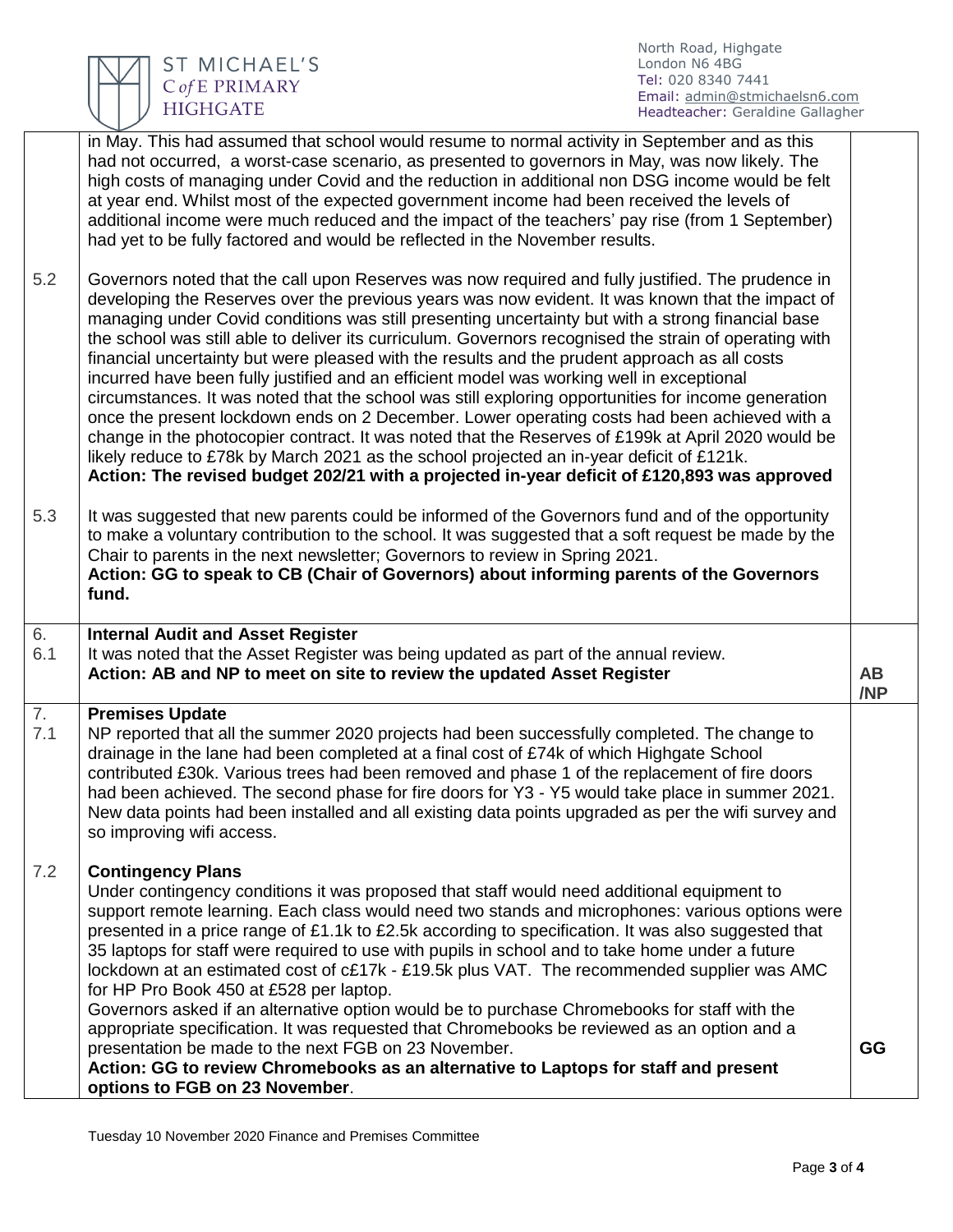| | | |
|---|---|---|
| | in May. This had assumed that school would resume to normal activity in September and as this had not occurred, a worst-case scenario, as presented to governors in May, was now likely. The high costs of managing under Covid and the reduction in additional non DSG income would be felt at year end. Whilst most of the expected government income had been received the levels of additional income were much reduced and the impact of the teachers' pay rise (from 1 September) had yet to be fully factored and would be reflected in the November results. | |
| 5.2 | Governors noted that the call upon Reserves was now required and fully justified. The prudence in developing the Reserves over the previous years was now evident. It was known that the impact of managing under Covid conditions was still presenting uncertainty but with a strong financial base the school was still able to deliver its curriculum. Governors recognised the strain of operating with financial uncertainty but were pleased with the results and the prudent approach as all costs incurred have been fully justified and an efficient model was working well in exceptional circumstances. It was noted that the school was still exploring opportunities for income generation once the present lockdown ends on 2 December. Lower operating costs had been achieved with a change in the photocopier contract. It was noted that the Reserves of £199k at April 2020 would be likely reduce to £78k by March 2021 as the school projected an in-year deficit of £121k. **Action: The revised budget 202/21 with a projected in-year deficit of £120,893 was approved** | |
| 5.3 | It was suggested that new parents could be informed of the Governors fund and of the opportunity to make a voluntary contribution to the school. It was suggested that a soft request be made by the Chair to parents in the next newsletter; Governors to review in Spring 2021. **Action: GG to speak to CB (Chair of Governors) about informing parents of the Governors fund.** | |
| 6.<br>6.1 | **Internal Audit and Asset Register**<br>It was noted that the Asset Register was being updated as part of the annual review. **Action: AB and NP to meet on site to review the updated Asset Register** | **AB /NP** |
| 7.<br>7.1 | **Premises Update**<br>NP reported that all the summer 2020 projects had been successfully completed. The change to drainage in the lane had been completed at a final cost of £74k of which Highgate School contributed £30k. Various trees had been removed and phase 1 of the replacement of fire doors had been achieved. The second phase for fire doors for Y3 - Y5 would take place in summer 2021. New data points had been installed and all existing data points upgraded as per the wifi survey and so improving wifi access. | |
| 7.2 | **Contingency Plans**<br>Under contingency conditions it was proposed that staff would need additional equipment to support remote learning. Each class would need two stands and microphones: various options were presented in a price range of £1.1k to £2.5k according to specification. It was also suggested that 35 laptops for staff were required to use with pupils in school and to take home under a future lockdown at an estimated cost of c£17k - £19.5k plus VAT. The recommended supplier was AMC for HP Pro Book 450 at £528 per laptop.<br>Governors asked if an alternative option would be to purchase Chromebooks for staff with the appropriate specification. It was requested that Chromebooks be reviewed as an option and a presentation be made to the next FGB on 23 November.<br>**Action: GG to review Chromebooks as an alternative to Laptops for staff and present options to FGB on 23 November**. | **GG** |

Tuesday 10 November 2020 Finance and Premises Committee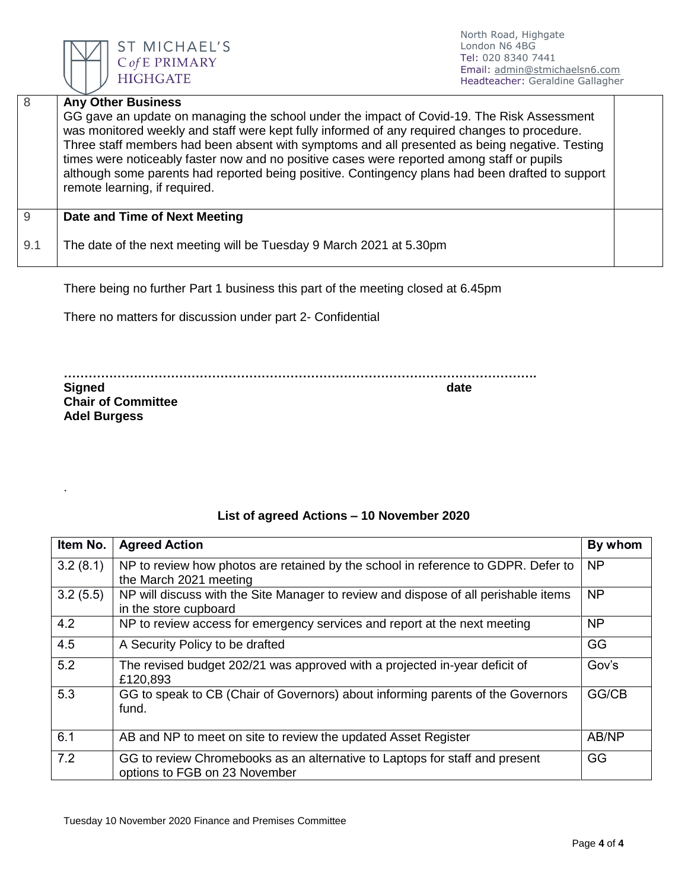| | | |
|---|---|---|
| 8 | **Any Other Business**<br>GG gave an update on managing the school under the impact of Covid-19. The Risk Assessment was monitored weekly and staff were kept fully informed of any required changes to procedure. Three staff members had been absent with symptoms and all presented as being negative. Testing times were noticeably faster now and no positive cases were reported among staff or pupils although some parents had reported being positive. Contingency plans had been drafted to support remote learning, if required. | |
| 9 | **Date and Time of Next Meeting** | |
| 9.1 | The date of the next meeting will be Tuesday 9 March 2021 at 5.30pm | |

There being no further Part 1 business this part of the meeting closed at 6.45pm

There no matters for discussion under part 2- Confidential

**…………………………………………………………………………………………………….**

**Signed** **date**

**Chair of Committee**

**Adel Burgess**

.

**List of agreed Actions – 10 November 2020**

| Item No. | Agreed Action | By whom |
|---|---|---|
| 3.2 (8.1) | NP to review how photos are retained by the school in reference to GDPR. Defer to the March 2021 meeting | NP |
| 3.2 (5.5) | NP will discuss with the Site Manager to review and dispose of all perishable items in the store cupboard | NP |
| 4.2 | NP to review access for emergency services and report at the next meeting | NP |
| 4.5 | A Security Policy to be drafted | GG |
| 5.2 | The revised budget 202/21 was approved with a projected in-year deficit of £120,893 | Gov's |
| 5.3 | GG to speak to CB (Chair of Governors) about informing parents of the Governors fund. | GG/CB |
| 6.1 | AB and NP to meet on site to review the updated Asset Register | AB/NP |
| 7.2 | GG to review Chromebooks as an alternative to Laptops for staff and present options to FGB on 23 November | GG |